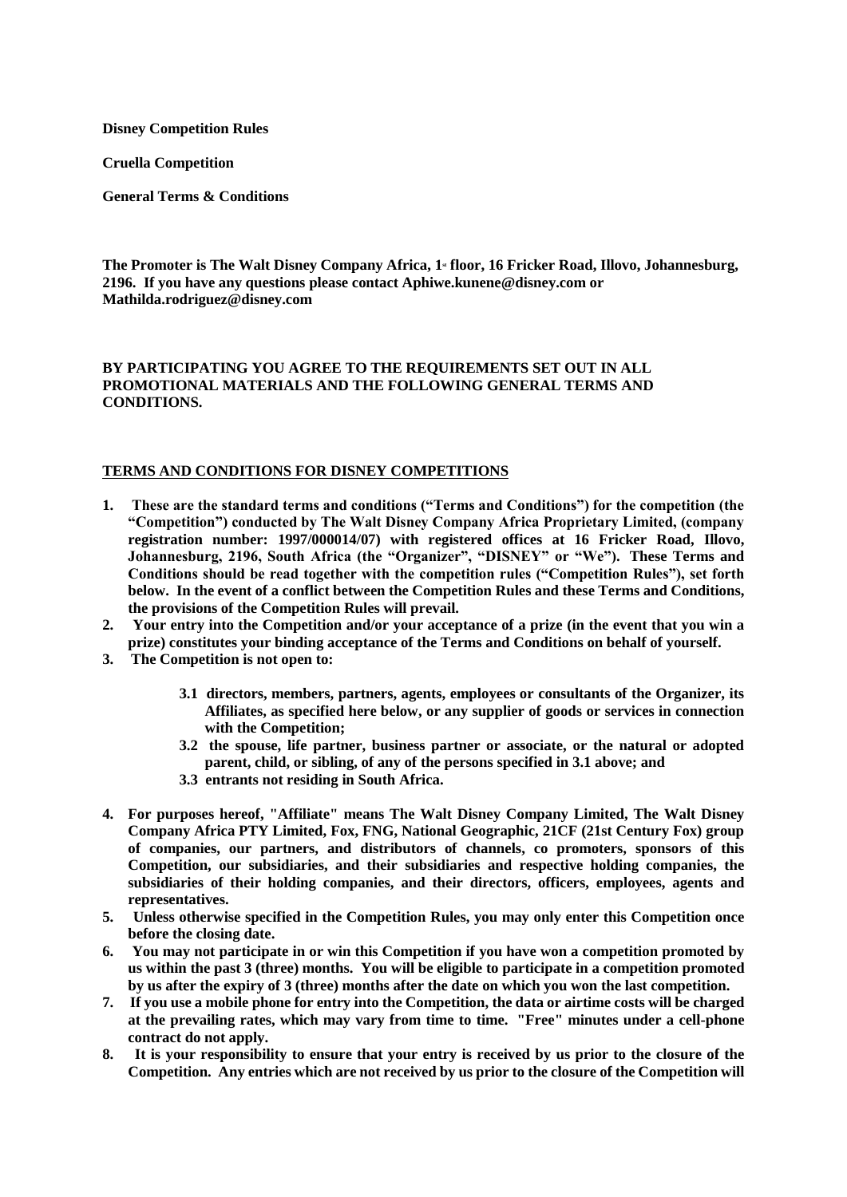**Disney Competition Rules**

**Cruella Competition**

**General Terms & Conditions**

**The Promoter is The Walt Disney Company Africa, 1st floor, 16 Fricker Road, Illovo, Johannesburg, 2196. If you have any questions please contact Aphiwe.kunene@disney.com or Mathilda.rodriguez@disney.com**

**BY PARTICIPATING YOU AGREE TO THE REQUIREMENTS SET OUT IN ALL PROMOTIONAL MATERIALS AND THE FOLLOWING GENERAL TERMS AND CONDITIONS.**

**TERMS AND CONDITIONS FOR DISNEY COMPETITIONS**

1. **These are the standard terms and conditions ("Terms and Conditions") for the competition (the "Competition") conducted by The Walt Disney Company Africa Proprietary Limited, (company registration number: 1997/000014/07) with registered offices at 16 Fricker Road, Illovo, Johannesburg, 2196, South Africa (the "Organizer", "DISNEY" or "We"). These Terms and Conditions should be read together with the competition rules ("Competition Rules"), set forth below. In the event of a conflict between the Competition Rules and these Terms and Conditions, the provisions of the Competition Rules will prevail.**
2. **Your entry into the Competition and/or your acceptance of a prize (in the event that you win a prize) constitutes your binding acceptance of the Terms and Conditions on behalf of yourself.**
3. **The Competition is not open to:**
   - **3.1 directors, members, partners, agents, employees or consultants of the Organizer, its Affiliates, as specified here below, or any supplier of goods or services in connection with the Competition;**
   - **3.2 the spouse, life partner, business partner or associate, or the natural or adopted parent, child, or sibling, of any of the persons specified in 3.1 above; and**
   - **3.3 entrants not residing in South Africa.**
4. **For purposes hereof, "Affiliate" means The Walt Disney Company Limited, The Walt Disney Company Africa PTY Limited, Fox, FNG, National Geographic, 21CF (21st Century Fox) group of companies, our partners, and distributors of channels, co promoters, sponsors of this Competition, our subsidiaries, and their subsidiaries and respective holding companies, the subsidiaries of their holding companies, and their directors, officers, employees, agents and representatives.**
5. **Unless otherwise specified in the Competition Rules, you may only enter this Competition once before the closing date.**
6. **You may not participate in or win this Competition if you have won a competition promoted by us within the past 3 (three) months. You will be eligible to participate in a competition promoted by us after the expiry of 3 (three) months after the date on which you won the last competition.**
7. **If you use a mobile phone for entry into the Competition, the data or airtime costs will be charged at the prevailing rates, which may vary from time to time. "Free" minutes under a cell-phone contract do not apply.**
8. **It is your responsibility to ensure that your entry is received by us prior to the closure of the Competition. Any entries which are not received by us prior to the closure of the Competition will**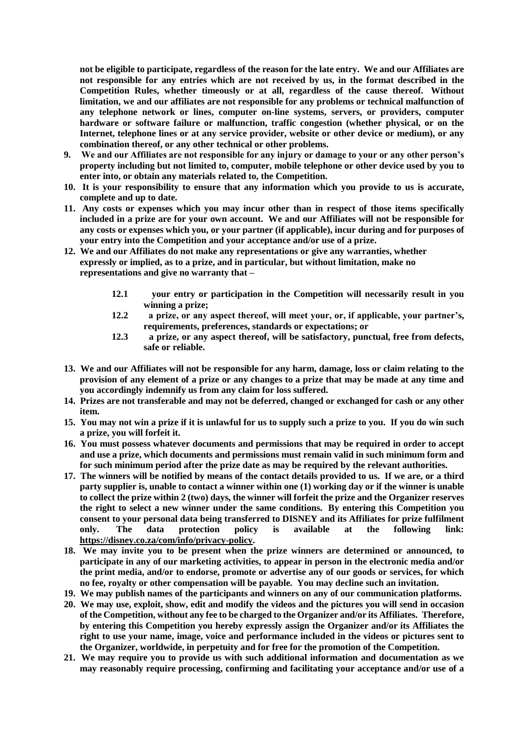**not be eligible to participate, regardless of the reason for the late entry. We and our Affiliates are not responsible for any entries which are not received by us, in the format described in the Competition Rules, whether timeously or at all, regardless of the cause thereof. Without limitation, we and our affiliates are not responsible for any problems or technical malfunction of any telephone network or lines, computer on-line systems, servers, or providers, computer hardware or software failure or malfunction, traffic congestion (whether physical, or on the Internet, telephone lines or at any service provider, website or other device or medium), or any combination thereof, or any other technical or other problems.**

9. **We and our Affiliates are not responsible for any injury or damage to your or any other person's property including but not limited to, computer, mobile telephone or other device used by you to enter into, or obtain any materials related to, the Competition.**
10. **It is your responsibility to ensure that any information which you provide to us is accurate, complete and up to date.**
11. **Any costs or expenses which you may incur other than in respect of those items specifically included in a prize are for your own account. We and our Affiliates will not be responsible for any costs or expenses which you, or your partner (if applicable), incur during and for purposes of your entry into the Competition and your acceptance and/or use of a prize.**
12. **We and our Affiliates do not make any representations or give any warranties, whether expressly or implied, as to a prize, and in particular, but without limitation, make no representations and give no warranty that –**

    **12.1 your entry or participation in the Competition will necessarily result in you winning a prize;**

    **12.2 a prize, or any aspect thereof, will meet your, or, if applicable, your partner's, requirements, preferences, standards or expectations; or**

    **12.3 a prize, or any aspect thereof, will be satisfactory, punctual, free from defects, safe or reliable.**

13. **We and our Affiliates will not be responsible for any harm, damage, loss or claim relating to the provision of any element of a prize or any changes to a prize that may be made at any time and you accordingly indemnify us from any claim for loss suffered.**
14. **Prizes are not transferable and may not be deferred, changed or exchanged for cash or any other item.**
15. **You may not win a prize if it is unlawful for us to supply such a prize to you. If you do win such a prize, you will forfeit it.**
16. **You must possess whatever documents and permissions that may be required in order to accept and use a prize, which documents and permissions must remain valid in such minimum form and for such minimum period after the prize date as may be required by the relevant authorities.**
17. **The winners will be notified by means of the contact details provided to us. If we are, or a third party supplier is, unable to contact a winner within one (1) working day or if the winner is unable to collect the prize within 2 (two) days, the winner will forfeit the prize and the Organizer reserves the right to select a new winner under the same conditions. By entering this Competition you consent to your personal data being transferred to DISNEY and its Affiliates for prize fulfilment only. The data protection policy is available at the following link: https://disney.co.za/com/info/privacy-policy.**
18. **We may invite you to be present when the prize winners are determined or announced, to participate in any of our marketing activities, to appear in person in the electronic media and/or the print media, and/or to endorse, promote or advertise any of our goods or services, for which no fee, royalty or other compensation will be payable. You may decline such an invitation.**
19. **We may publish names of the participants and winners on any of our communication platforms.**
20. **We may use, exploit, show, edit and modify the videos and the pictures you will send in occasion of the Competition, without any fee to be charged to the Organizer and/or its Affiliates. Therefore, by entering this Competition you hereby expressly assign the Organizer and/or its Affiliates the right to use your name, image, voice and performance included in the videos or pictures sent to the Organizer, worldwide, in perpetuity and for free for the promotion of the Competition.**
21. **We may require you to provide us with such additional information and documentation as we may reasonably require processing, confirming and facilitating your acceptance and/or use of a**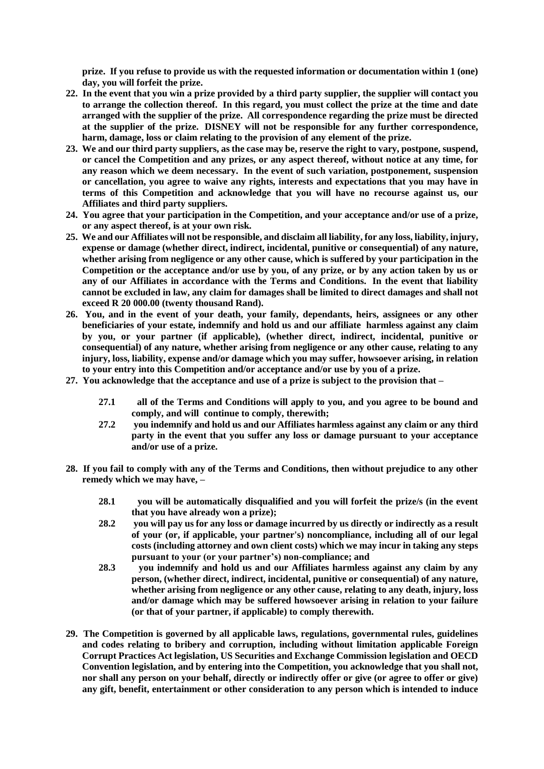**prize. If you refuse to provide us with the requested information or documentation within 1 (one) day, you will forfeit the prize.**

22. **In the event that you win a prize provided by a third party supplier, the supplier will contact you to arrange the collection thereof. In this regard, you must collect the prize at the time and date arranged with the supplier of the prize. All correspondence regarding the prize must be directed at the supplier of the prize. DISNEY will not be responsible for any further correspondence, harm, damage, loss or claim relating to the provision of any element of the prize.**
23. **We and our third party suppliers, as the case may be, reserve the right to vary, postpone, suspend, or cancel the Competition and any prizes, or any aspect thereof, without notice at any time, for any reason which we deem necessary. In the event of such variation, postponement, suspension or cancellation, you agree to waive any rights, interests and expectations that you may have in terms of this Competition and acknowledge that you will have no recourse against us, our Affiliates and third party suppliers.**
24. **You agree that your participation in the Competition, and your acceptance and/or use of a prize, or any aspect thereof, is at your own risk.**
25. **We and our Affiliates will not be responsible, and disclaim all liability, for any loss, liability, injury, expense or damage (whether direct, indirect, incidental, punitive or consequential) of any nature, whether arising from negligence or any other cause, which is suffered by your participation in the Competition or the acceptance and/or use by you, of any prize, or by any action taken by us or any of our Affiliates in accordance with the Terms and Conditions. In the event that liability cannot be excluded in law, any claim for damages shall be limited to direct damages and shall not exceed R 20 000.00 (twenty thousand Rand).**
26. **You, and in the event of your death, your family, dependants, heirs, assignees or any other beneficiaries of your estate, indemnify and hold us and our affiliate harmless against any claim by you, or your partner (if applicable), (whether direct, indirect, incidental, punitive or consequential) of any nature, whether arising from negligence or any other cause, relating to any injury, loss, liability, expense and/or damage which you may suffer, howsoever arising, in relation to your entry into this Competition and/or acceptance and/or use by you of a prize.**
27. **You acknowledge that the acceptance and use of a prize is subject to the provision that –**

    **27.1** **all of the Terms and Conditions will apply to you, and you agree to be bound and comply, and will continue to comply, therewith;**

    **27.2** **you indemnify and hold us and our Affiliates harmless against any claim or any third party in the event that you suffer any loss or damage pursuant to your acceptance and/or use of a prize.**

28. **If you fail to comply with any of the Terms and Conditions, then without prejudice to any other remedy which we may have, –**

    **28.1** **you will be automatically disqualified and you will forfeit the prize/s (in the event that you have already won a prize);**

    **28.2** **you will pay us for any loss or damage incurred by us directly or indirectly as a result of your (or, if applicable, your partner's) noncompliance, including all of our legal costs (including attorney and own client costs) which we may incur in taking any steps pursuant to your (or your partner's) non-compliance; and**

    **28.3** **you indemnify and hold us and our Affiliates harmless against any claim by any person, (whether direct, indirect, incidental, punitive or consequential) of any nature, whether arising from negligence or any other cause, relating to any death, injury, loss and/or damage which may be suffered howsoever arising in relation to your failure (or that of your partner, if applicable) to comply therewith.**

29. **The Competition is governed by all applicable laws, regulations, governmental rules, guidelines and codes relating to bribery and corruption, including without limitation applicable Foreign Corrupt Practices Act legislation, US Securities and Exchange Commission legislation and OECD Convention legislation, and by entering into the Competition, you acknowledge that you shall not, nor shall any person on your behalf, directly or indirectly offer or give (or agree to offer or give) any gift, benefit, entertainment or other consideration to any person which is intended to induce**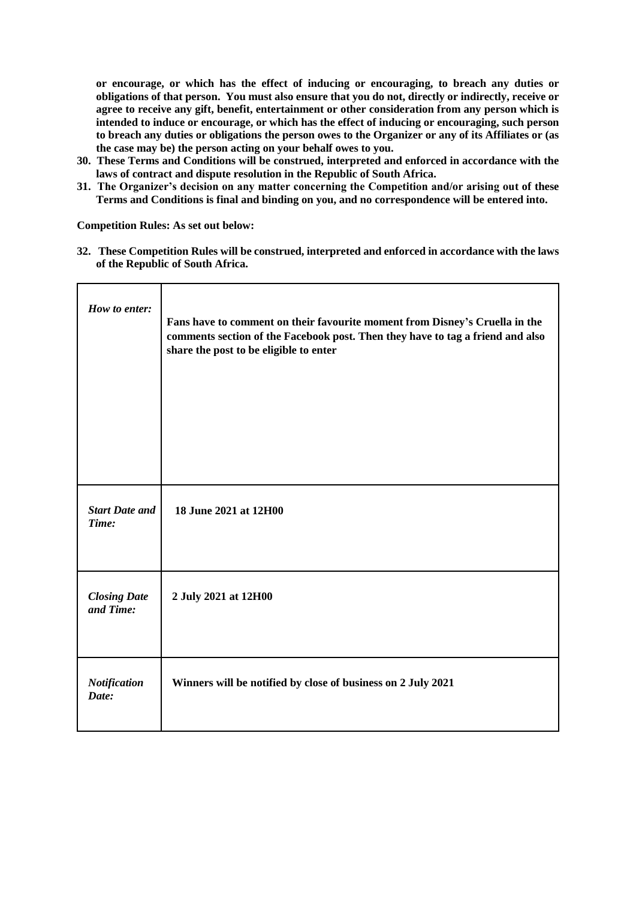**or encourage, or which has the effect of inducing or encouraging, to breach any duties or obligations of that person. You must also ensure that you do not, directly or indirectly, receive or agree to receive any gift, benefit, entertainment or other consideration from any person which is intended to induce or encourage, or which has the effect of inducing or encouraging, such person to breach any duties or obligations the person owes to the Organizer or any of its Affiliates or (as the case may be) the person acting on your behalf owes to you.**

30. **These Terms and Conditions will be construed, interpreted and enforced in accordance with the laws of contract and dispute resolution in the Republic of South Africa.**
31. **The Organizer's decision on any matter concerning the Competition and/or arising out of these Terms and Conditions is final and binding on you, and no correspondence will be entered into.**

**Competition Rules: As set out below:**

32. **These Competition Rules will be construed, interpreted and enforced in accordance with the laws of the Republic of South Africa.**

| | |
|---|---|
| ***How to enter:*** | **Fans have to comment on their favourite moment from Disney's Cruella in the comments section of the Facebook post. Then they have to tag a friend and also share the post to be eligible to enter** |
| ***Start Date and Time:*** | **18 June 2021 at 12H00** |
| ***Closing Date and Time:*** | **2 July 2021 at 12H00** |
| ***Notification Date:*** | **Winners will be notified by close of business on 2 July 2021** |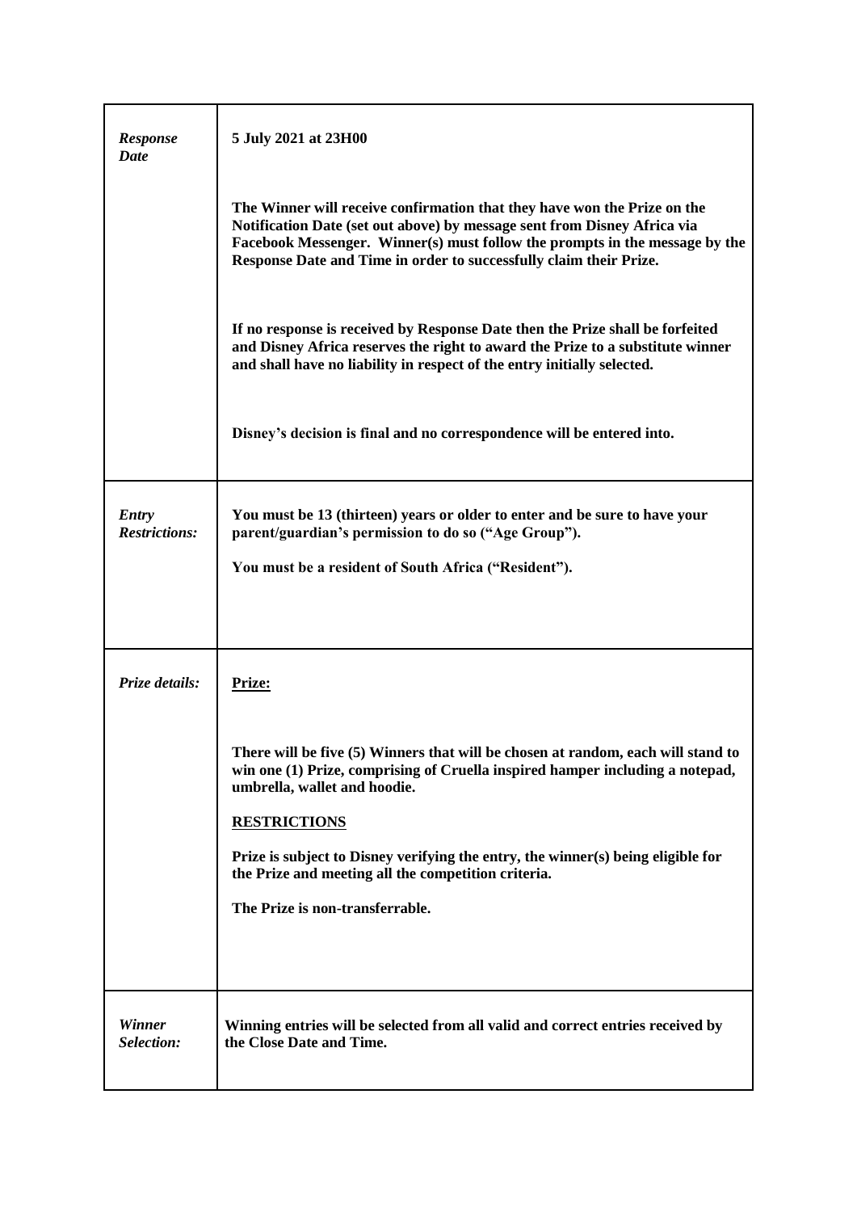| | |
|---|---|
| ***Response Date*** | **5 July 2021 at 23H00**<br><br>**The Winner will receive confirmation that they have won the Prize on the Notification Date (set out above) by message sent from Disney Africa via Facebook Messenger. Winner(s) must follow the prompts in the message by the Response Date and Time in order to successfully claim their Prize.**<br><br>**If no response is received by Response Date then the Prize shall be forfeited and Disney Africa reserves the right to award the Prize to a substitute winner and shall have no liability in respect of the entry initially selected.**<br><br>**Disney's decision is final and no correspondence will be entered into.** |
| ***Entry Restrictions:*** | **You must be 13 (thirteen) years or older to enter and be sure to have your parent/guardian's permission to do so ("Age Group").**<br><br>**You must be a resident of South Africa ("Resident").** |
| ***Prize details:*** | **<u>Prize:</u>**<br><br>**There will be five (5) Winners that will be chosen at random, each will stand to win one (1) Prize, comprising of Cruella inspired hamper including a notepad, umbrella, wallet and hoodie.**<br><br>**<u>RESTRICTIONS</u>**<br><br>**Prize is subject to Disney verifying the entry, the winner(s) being eligible for the Prize and meeting all the competition criteria.**<br><br>**The Prize is non-transferrable.** |
| ***Winner Selection:*** | **Winning entries will be selected from all valid and correct entries received by the Close Date and Time.** |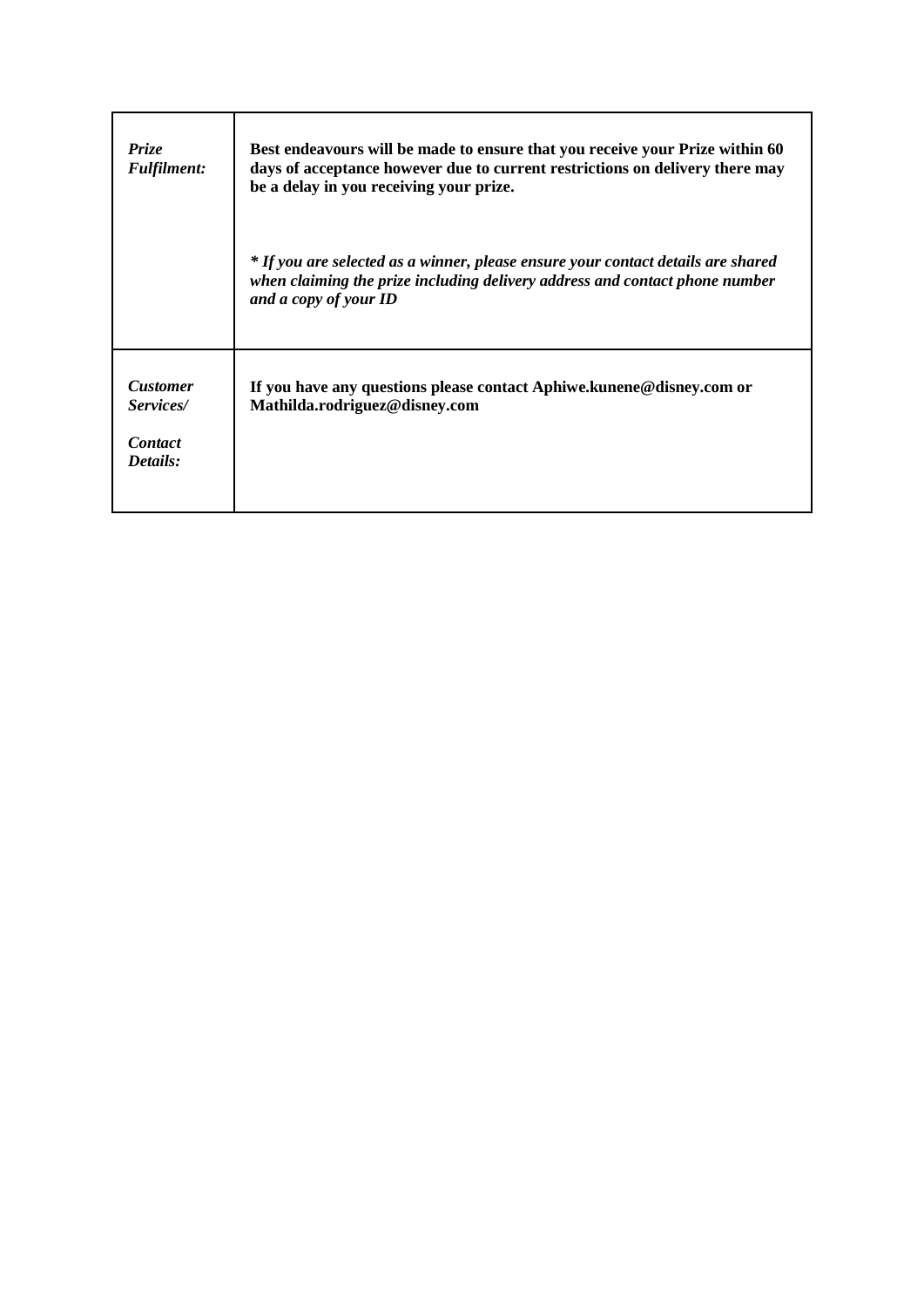| | |
|---|---|
| ***Prize Fulfilment:*** | **Best endeavours will be made to ensure that you receive your Prize within 60 days of acceptance however due to current restrictions on delivery there may be a delay in you receiving your prize.**<br><br>***\* If you are selected as a winner, please ensure your contact details are shared when claiming the prize including delivery address and contact phone number and a copy of your ID*** |
| ***Customer Services/<br><br>Contact Details:*** | **If you have any questions please contact Aphiwe.kunene@disney.com or Mathilda.rodriguez@disney.com** |